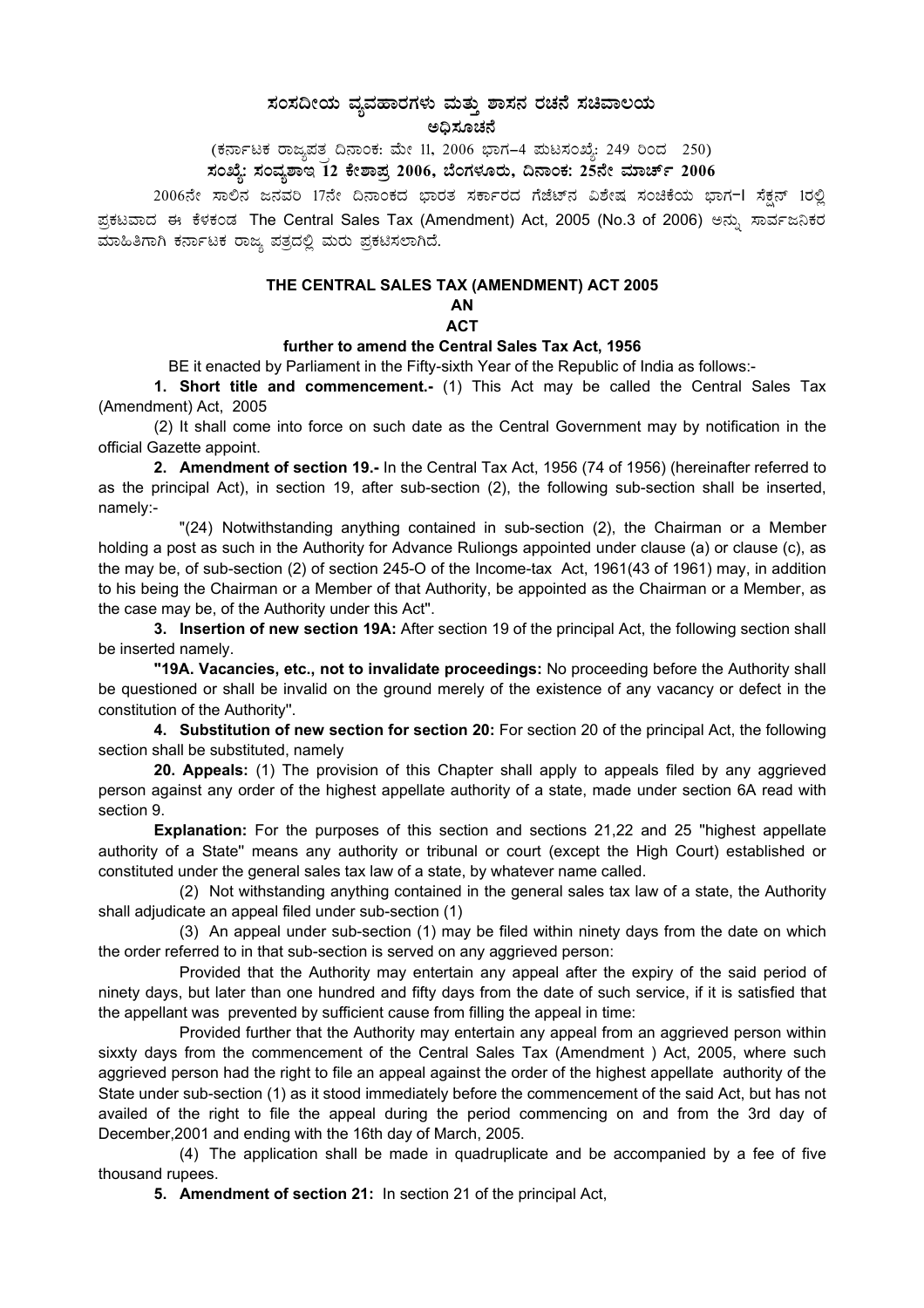# ಸಂಸದೀಯ ವ್ಯವಹಾರಗಳು ಮತ್ತು ಶಾಸನ ರಚನೆ ಸಚಿವಾಲಯ

## ಅಧಿಸೂಚನೆ

(ಕರ್ನಾಟಕ ರಾಜ್ಯಪತ್ರ ದಿನಾಂಕ: ಮೇ 11, 2006 ಭಾಗ–4 ಪುಟಸಂಖ್ಯೆ: 249 ರಿಂದ 250)

**ಸಂಖ್ಯೆ: ಸಂವ್ಯಶಾಇ 12 ಕೇಶಾಪ್ರ 2006, ಬೆಂಗಳೂರು, ದಿನಾಂಕ: 25ನೇ ಮಾರ್ಚ್ 2006**

2006ನೇ ಸಾಲಿನ ಜನವರಿ 17ನೇ ದಿನಾಂಕದ ಭಾರತ ಸರ್ಕಾರದ ಗೆಜೆಟ್‌ನ ವಿಶೇಷ ಸಂಚಿಕೆಯ ಭಾಗ-I ಸೆಕ್ಷನ್ 1ರಲ್ಲಿ ಪ್ರಕಟವಾದ ಈ ಕೆಳಕಂಡ The Central Sales Tax (Amendment) Act, 2005 (No.3 of 2006) ಅನ್ನು ಸಾರ್ವಜನಿಕರ ಮಾಹಿತಿಗಾಗಿ ಕರ್ನಾಟಕ ರಾಜ್ಯ ಪತ್ರದಲ್ಲಿ ಮರು ಪ್ರಕಟಿಸಲಾಗಿದೆ.

## THE CENTRAL SALES TAX (AMENDMENT) ACT 2005

**AN**

**ACT**

**further to amend the Central Sales Tax Act, 1956**

BE it enacted by Parliament in the Fifty-sixth Year of the Republic of India as follows:-

**1. Short title and commencement.-** (1) This Act may be called the Central Sales Tax (Amendment) Act, 2005

(2) It shall come into force on such date as the Central Government may by notification in the official Gazette appoint.

**2. Amendment of section 19.-** In the Central Tax Act, 1956 (74 of 1956) (hereinafter referred to as the principal Act), in section 19, after sub-section (2), the following sub-section shall be inserted, namely:-

"(24) Notwithstanding anything contained in sub-section (2), the Chairman or a Member holding a post as such in the Authority for Advance Ruliongs appointed under clause (a) or clause (c), as the may be, of sub-section (2) of section 245-O of the Income-tax Act, 1961(43 of 1961) may, in addition to his being the Chairman or a Member of that Authority, be appointed as the Chairman or a Member, as the case may be, of the Authority under this Act".

**3. Insertion of new section 19A:** After section 19 of the principal Act, the following section shall be inserted namely.

**"19A. Vacancies, etc., not to invalidate proceedings:** No proceeding before the Authority shall be questioned or shall be invalid on the ground merely of the existence of any vacancy or defect in the constitution of the Authority".

**4. Substitution of new section for section 20:** For section 20 of the principal Act, the following section shall be substituted, namely

**20. Appeals:** (1) The provision of this Chapter shall apply to appeals filed by any aggrieved person against any order of the highest appellate authority of a state, made under section 6A read with section 9.

**Explanation:** For the purposes of this section and sections 21,22 and 25 "highest appellate authority of a State" means any authority or tribunal or court (except the High Court) established or constituted under the general sales tax law of a state, by whatever name called.

(2) Not withstanding anything contained in the general sales tax law of a state, the Authority shall adjudicate an appeal filed under sub-section (1)

(3) An appeal under sub-section (1) may be filed within ninety days from the date on which the order referred to in that sub-section is served on any aggrieved person:

Provided that the Authority may entertain any appeal after the expiry of the said period of ninety days, but later than one hundred and fifty days from the date of such service, if it is satisfied that the appellant was prevented by sufficient cause from filling the appeal in time:

Provided further that the Authority may entertain any appeal from an aggrieved person within sixxty days from the commencement of the Central Sales Tax (Amendment ) Act, 2005, where such aggrieved person had the right to file an appeal against the order of the highest appellate authority of the State under sub-section (1) as it stood immediately before the commencement of the said Act, but has not availed of the right to file the appeal during the period commencing on and from the 3rd day of December,2001 and ending with the 16th day of March, 2005.

(4) The application shall be made in quadruplicate and be accompanied by a fee of five thousand rupees.

**5. Amendment of section 21:** In section 21 of the principal Act,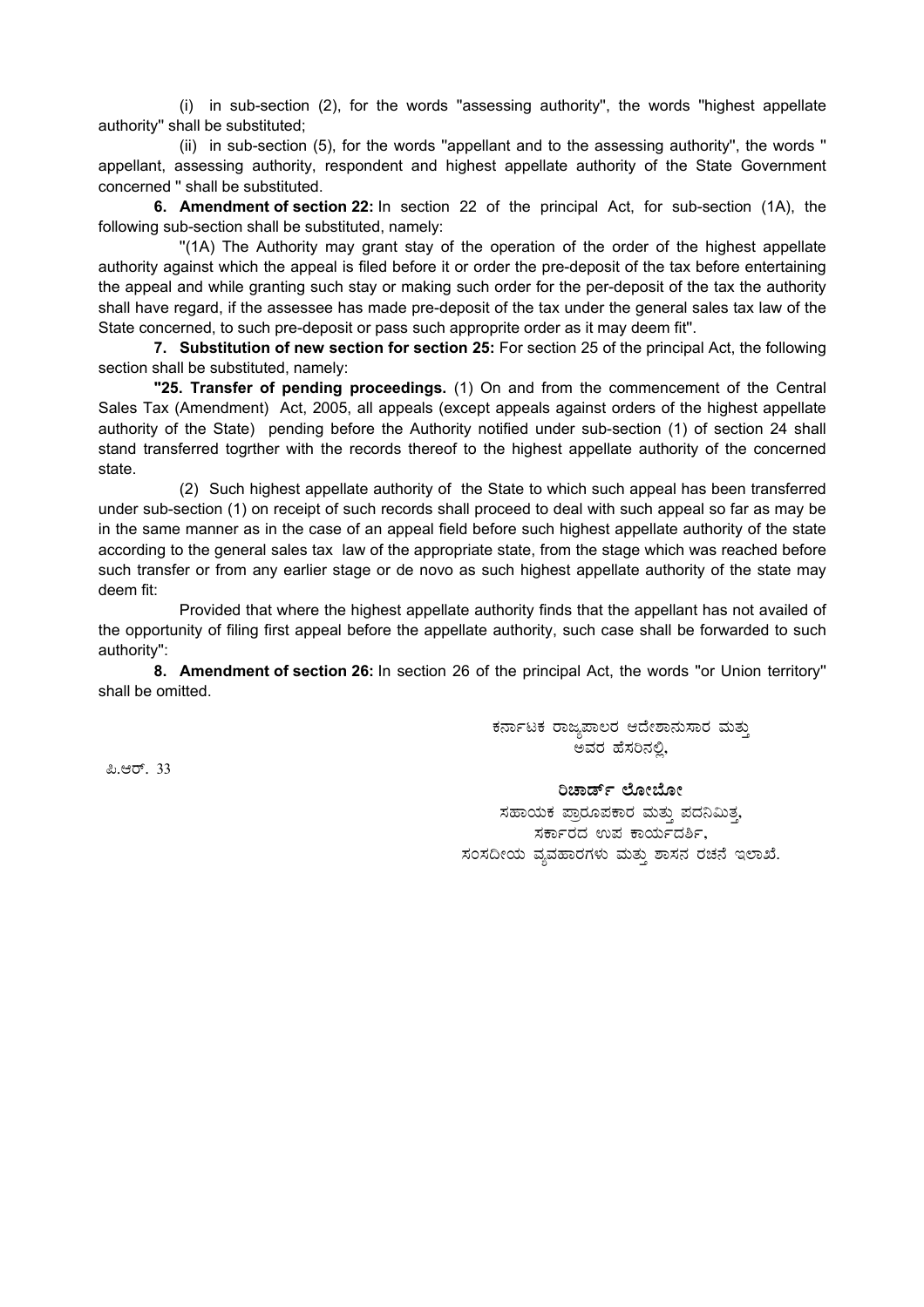(i) in sub-section (2), for the words "assessing authority", the words "highest appellate authority" shall be substituted;

(ii) in sub-section (5), for the words "appellant and to the assessing authority", the words " appellant, assessing authority, respondent and highest appellate authority of the State Government concerned " shall be substituted.

**6. Amendment of section 22:** In section 22 of the principal Act, for sub-section (1A), the following sub-section shall be substituted, namely:

"(1A) The Authority may grant stay of the operation of the order of the highest appellate authority against which the appeal is filed before it or order the pre-deposit of the tax before entertaining the appeal and while granting such stay or making such order for the per-deposit of the tax the authority shall have regard, if the assessee has made pre-deposit of the tax under the general sales tax law of the State concerned, to such pre-deposit or pass such approprite order as it may deem fit".

**7. Substitution of new section for section 25:** For section 25 of the principal Act, the following section shall be substituted, namely:

**"25. Transfer of pending proceedings.** (1) On and from the commencement of the Central Sales Tax (Amendment) Act, 2005, all appeals (except appeals against orders of the highest appellate authority of the State) pending before the Authority notified under sub-section (1) of section 24 shall stand transferred togrther with the records thereof to the highest appellate authority of the concerned state.

(2) Such highest appellate authority of the State to which such appeal has been transferred under sub-section (1) on receipt of such records shall proceed to deal with such appeal so far as may be in the same manner as in the case of an appeal field before such highest appellate authority of the state according to the general sales tax law of the appropriate state, from the stage which was reached before such transfer or from any earlier stage or de novo as such highest appellate authority of the state may deem fit:

Provided that where the highest appellate authority finds that the appellant has not availed of the opportunity of filing first appeal before the appellate authority, such case shall be forwarded to such authority":

**8. Amendment of section 26:** In section 26 of the principal Act, the words "or Union territory" shall be omitted.

ಕರ್ನಾಟಕ ರಾಜ್ಯಪಾಲರ ಆದೇಶಾನುಸಾರ ಮತ್ತು
ಅವರ ಹೆಸರಿನಲ್ಲಿ,

ಪಿ.ಆರ್. 33

**ರಿಚಾರ್ಡ್ ಲೋಬೋ**

ಸಹಾಯಕ ಪ್ರಾರೂಪಕಾರ ಮತ್ತು ಪದನಿಮಿತ್ತ,
ಸರ್ಕಾರದ ಉಪ ಕಾರ್ಯದರ್ಶಿ,
ಸಂಸದೀಯ ವ್ಯವಹಾರಗಳು ಮತ್ತು ಶಾಸನ ರಚನೆ ಇಲಾಖೆ.